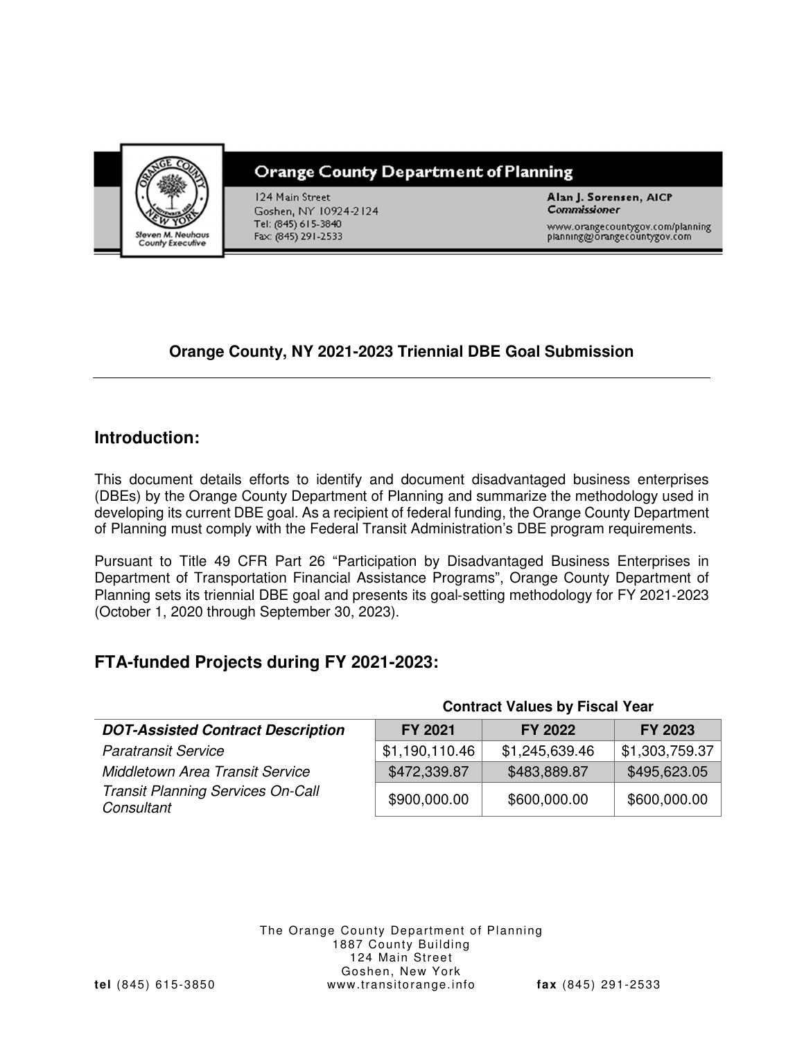**Orange County Department of Planning**

124 Main Street
Goshen, NY 10924-2124
Tel: (845) 615-3840
Fax: (845) 291-2533

**Alan J. Sorensen, AICP**
***Commissioner***

www.orangecountygov.com/planning
planning@orangecountygov.com

*Steven M. Neuhaus*
*County Executive*

**Orange County, NY 2021-2023 Triennial DBE Goal Submission**

---

## Introduction:

This document details efforts to identify and document disadvantaged business enterprises (DBEs) by the Orange County Department of Planning and summarize the methodology used in developing its current DBE goal. As a recipient of federal funding, the Orange County Department of Planning must comply with the Federal Transit Administration's DBE program requirements.

Pursuant to Title 49 CFR Part 26 "Participation by Disadvantaged Business Enterprises in Department of Transportation Financial Assistance Programs", Orange County Department of Planning sets its triennial DBE goal and presents its goal-setting methodology for FY 2021-2023 (October 1, 2020 through September 30, 2023).

## FTA-funded Projects during FY 2021-2023:

| | **Contract Values by Fiscal Year** | | |
|---|---|---|---|
| ***DOT-Assisted Contract Description*** | **FY 2021** | **FY 2022** | **FY 2023** |
| *Paratransit Service* | $1,190,110.46 | $1,245,639.46 | $1,303,759.37 |
| *Middletown Area Transit Service* | $472,339.87 | $483,889.87 | $495,623.05 |
| *Transit Planning Services On-Call Consultant* | $900,000.00 | $600,000.00 | $600,000.00 |

The Orange County Department of Planning
1887 County Building
124 Main Street
Goshen, New York
**tel** (845) 615-3850 www.transitorange.info **fax** (845) 291-2533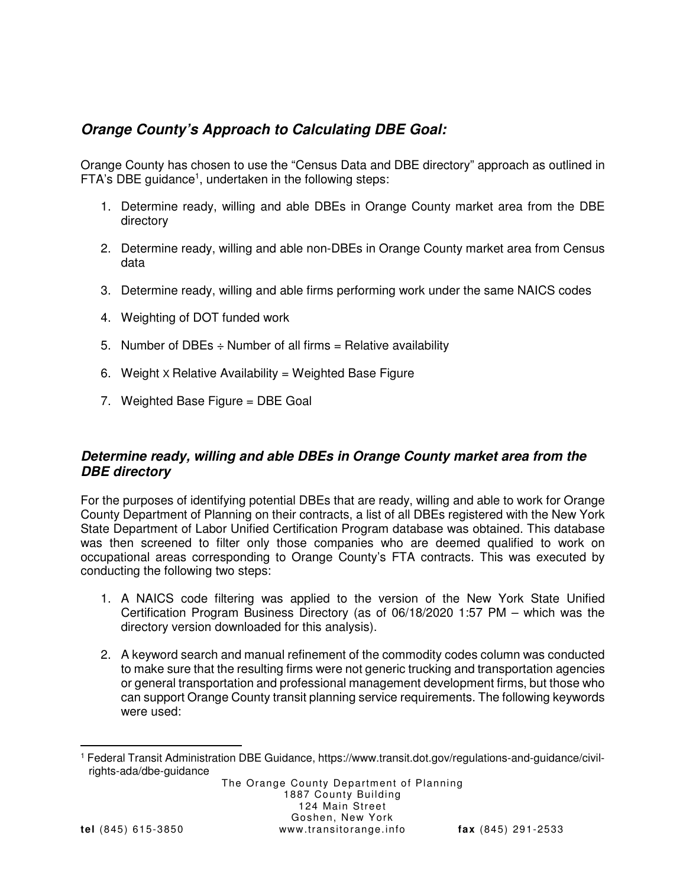## ***Orange County's Approach to Calculating DBE Goal:***

Orange County has chosen to use the "Census Data and DBE directory" approach as outlined in FTA's DBE guidance[1], undertaken in the following steps:

1. Determine ready, willing and able DBEs in Orange County market area from the DBE directory
2. Determine ready, willing and able non-DBEs in Orange County market area from Census data
3. Determine ready, willing and able firms performing work under the same NAICS codes
4. Weighting of DOT funded work
5. Number of DBEs ÷ Number of all firms = Relative availability
6. Weight X Relative Availability = Weighted Base Figure
7. Weighted Base Figure = DBE Goal

### ***Determine ready, willing and able DBEs in Orange County market area from the DBE directory***

For the purposes of identifying potential DBEs that are ready, willing and able to work for Orange County Department of Planning on their contracts, a list of all DBEs registered with the New York State Department of Labor Unified Certification Program database was obtained. This database was then screened to filter only those companies who are deemed qualified to work on occupational areas corresponding to Orange County's FTA contracts. This was executed by conducting the following two steps:

1. A NAICS code filtering was applied to the version of the New York State Unified Certification Program Business Directory (as of 06/18/2020 1:57 PM – which was the directory version downloaded for this analysis).
2. A keyword search and manual refinement of the commodity codes column was conducted to make sure that the resulting firms were not generic trucking and transportation agencies or general transportation and professional management development firms, but those who can support Orange County transit planning service requirements. The following keywords were used:

[1] Federal Transit Administration DBE Guidance, https://www.transit.dot.gov/regulations-and-guidance/civil-rights-ada/dbe-guidance

The Orange County Department of Planning
1887 County Building
124 Main Street
Goshen, New York
**tel** (845) 615-3850 www.transitorange.info **fax** (845) 291-2533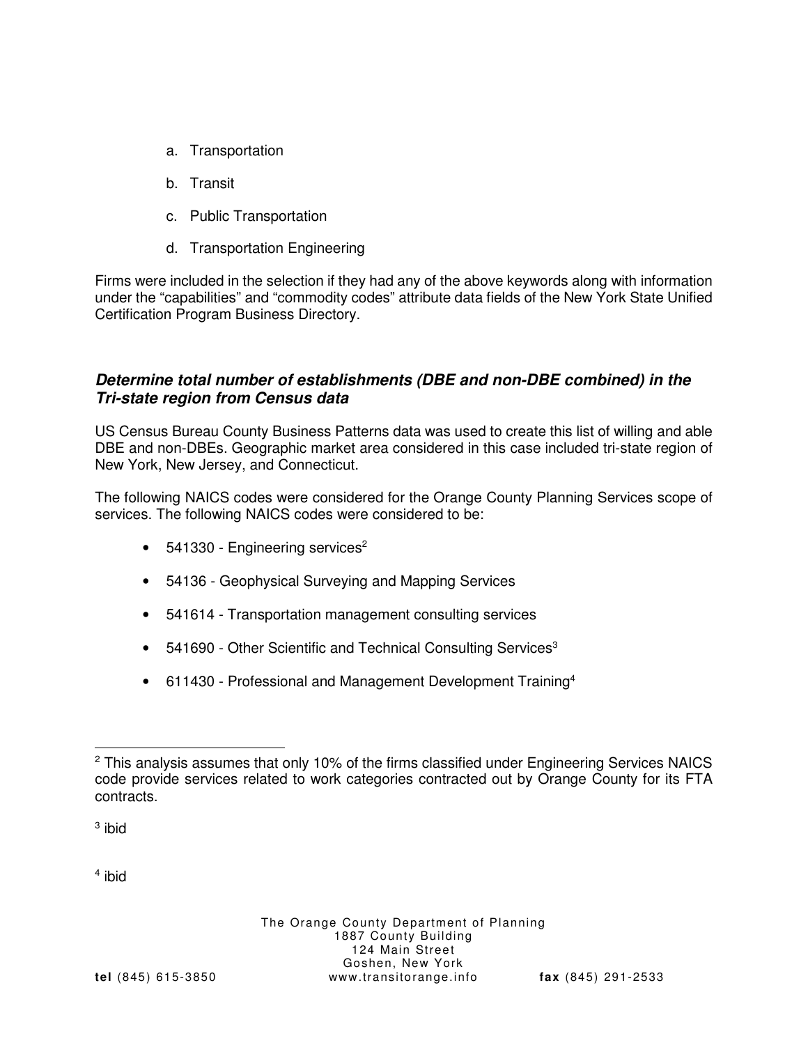a. Transportation

b. Transit

c. Public Transportation

d. Transportation Engineering

Firms were included in the selection if they had any of the above keywords along with information under the "capabilities" and "commodity codes" attribute data fields of the New York State Unified Certification Program Business Directory.

### ***Determine total number of establishments (DBE and non-DBE combined) in the Tri-state region from Census data***

US Census Bureau County Business Patterns data was used to create this list of willing and able DBE and non-DBEs. Geographic market area considered in this case included tri-state region of New York, New Jersey, and Connecticut.

The following NAICS codes were considered for the Orange County Planning Services scope of services. The following NAICS codes were considered to be:

- 541330 - Engineering services[2]
- 54136 - Geophysical Surveying and Mapping Services
- 541614 - Transportation management consulting services
- 541690 - Other Scientific and Technical Consulting Services[3]
- 611430 - Professional and Management Development Training[4]

---

[2] This analysis assumes that only 10% of the firms classified under Engineering Services NAICS code provide services related to work categories contracted out by Orange County for its FTA contracts.

[3] ibid

[4] ibid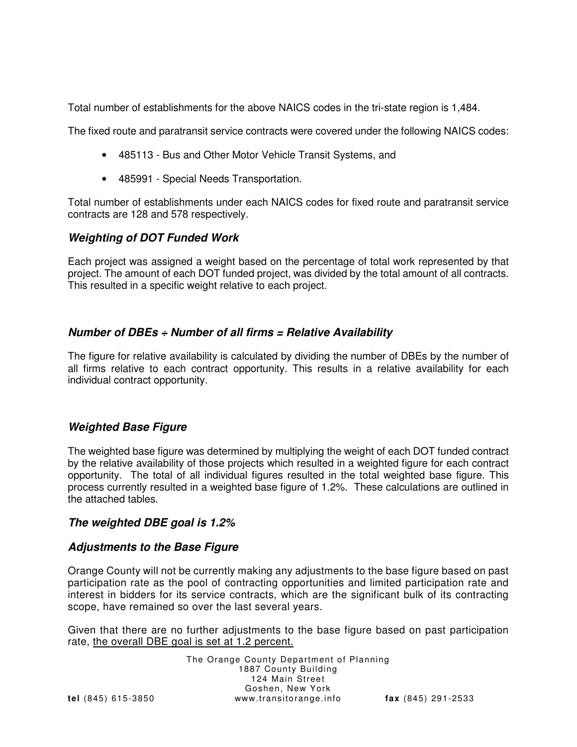Total number of establishments for the above NAICS codes in the tri-state region is 1,484.

The fixed route and paratransit service contracts were covered under the following NAICS codes:

- 485113 - Bus and Other Motor Vehicle Transit Systems, and
- 485991 - Special Needs Transportation.

Total number of establishments under each NAICS codes for fixed route and paratransit service contracts are 128 and 578 respectively.

### *Weighting of DOT Funded Work*

Each project was assigned a weight based on the percentage of total work represented by that project. The amount of each DOT funded project, was divided by the total amount of all contracts. This resulted in a specific weight relative to each project.

### *Number of DBEs ÷ Number of all firms = Relative Availability*

The figure for relative availability is calculated by dividing the number of DBEs by the number of all firms relative to each contract opportunity. This results in a relative availability for each individual contract opportunity.

### *Weighted Base Figure*

The weighted base figure was determined by multiplying the weight of each DOT funded contract by the relative availability of those projects which resulted in a weighted figure for each contract opportunity. The total of all individual figures resulted in the total weighted base figure. This process currently resulted in a weighted base figure of 1.2%. These calculations are outlined in the attached tables.

### *The weighted DBE goal is 1.2%*

### *Adjustments to the Base Figure*

Orange County will not be currently making any adjustments to the base figure based on past participation rate as the pool of contracting opportunities and limited participation rate and interest in bidders for its service contracts, which are the significant bulk of its contracting scope, have remained so over the last several years.

Given that there are no further adjustments to the base figure based on past participation rate, <u>the overall DBE goal is set at 1.2 percent.</u>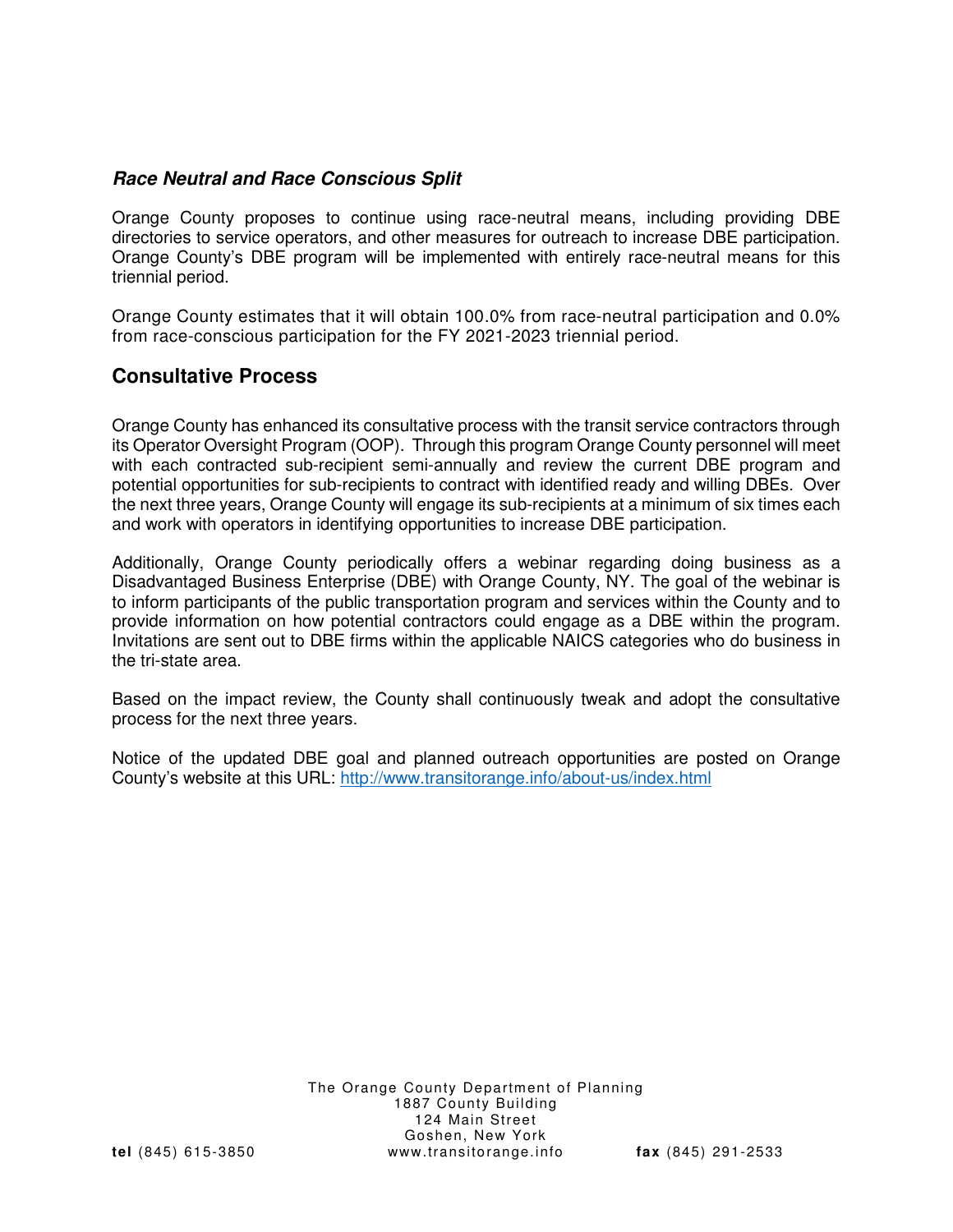### ***Race Neutral and Race Conscious Split***

Orange County proposes to continue using race-neutral means, including providing DBE directories to service operators, and other measures for outreach to increase DBE participation. Orange County's DBE program will be implemented with entirely race-neutral means for this triennial period.

Orange County estimates that it will obtain 100.0% from race-neutral participation and 0.0% from race-conscious participation for the FY 2021-2023 triennial period.

## Consultative Process

Orange County has enhanced its consultative process with the transit service contractors through its Operator Oversight Program (OOP). Through this program Orange County personnel will meet with each contracted sub-recipient semi-annually and review the current DBE program and potential opportunities for sub-recipients to contract with identified ready and willing DBEs. Over the next three years, Orange County will engage its sub-recipients at a minimum of six times each and work with operators in identifying opportunities to increase DBE participation.

Additionally, Orange County periodically offers a webinar regarding doing business as a Disadvantaged Business Enterprise (DBE) with Orange County, NY. The goal of the webinar is to inform participants of the public transportation program and services within the County and to provide information on how potential contractors could engage as a DBE within the program. Invitations are sent out to DBE firms within the applicable NAICS categories who do business in the tri-state area.

Based on the impact review, the County shall continuously tweak and adopt the consultative process for the next three years.

Notice of the updated DBE goal and planned outreach opportunities are posted on Orange County's website at this URL: [http://www.transitorange.info/about-us/index.html](http://www.transitorange.info/about-us/index.html)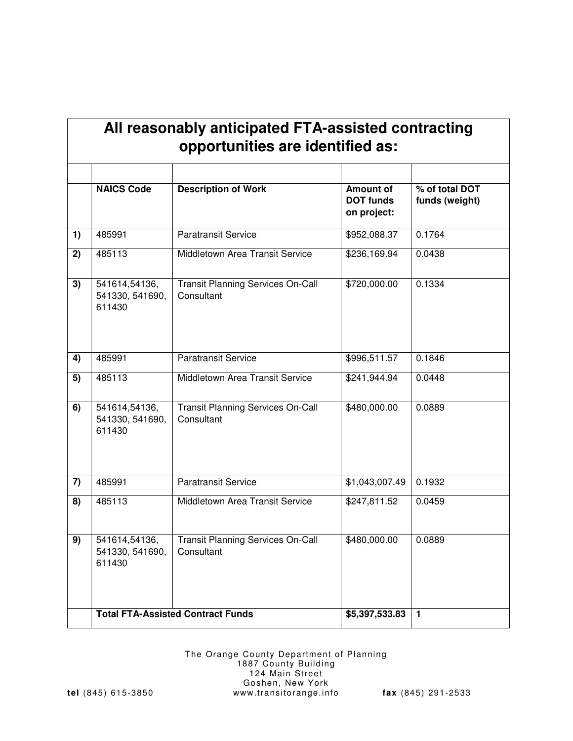| All reasonably anticipated FTA-assisted contracting opportunities are identified as: | | | | |
|---|---|---|---|---|
| | NAICS Code | Description of Work | Amount of DOT funds on project: | % of total DOT funds (weight) |
| 1) | 485991 | Paratransit Service | $952,088.37 | 0.1764 |
| 2) | 485113 | Middletown Area Transit Service | $236,169.94 | 0.0438 |
| 3) | 541614,54136, 541330, 541690, 611430 | Transit Planning Services On-Call Consultant | $720,000.00 | 0.1334 |
| 4) | 485991 | Paratransit Service | $996,511.57 | 0.1846 |
| 5) | 485113 | Middletown Area Transit Service | $241,944.94 | 0.0448 |
| 6) | 541614,54136, 541330, 541690, 611430 | Transit Planning Services On-Call Consultant | $480,000.00 | 0.0889 |
| 7) | 485991 | Paratransit Service | $1,043,007.49 | 0.1932 |
| 8) | 485113 | Middletown Area Transit Service | $247,811.52 | 0.0459 |
| 9) | 541614,54136, 541330, 541690, 611430 | Transit Planning Services On-Call Consultant | $480,000.00 | 0.0889 |
| | **Total FTA-Assisted Contract Funds** | | **$5,397,533.83** | **1** |

The Orange County Department of Planning
1887 County Building
124 Main Street
Goshen, New York

**tel** (845) 615-3850 www.transitorange.info **fax** (845) 291-2533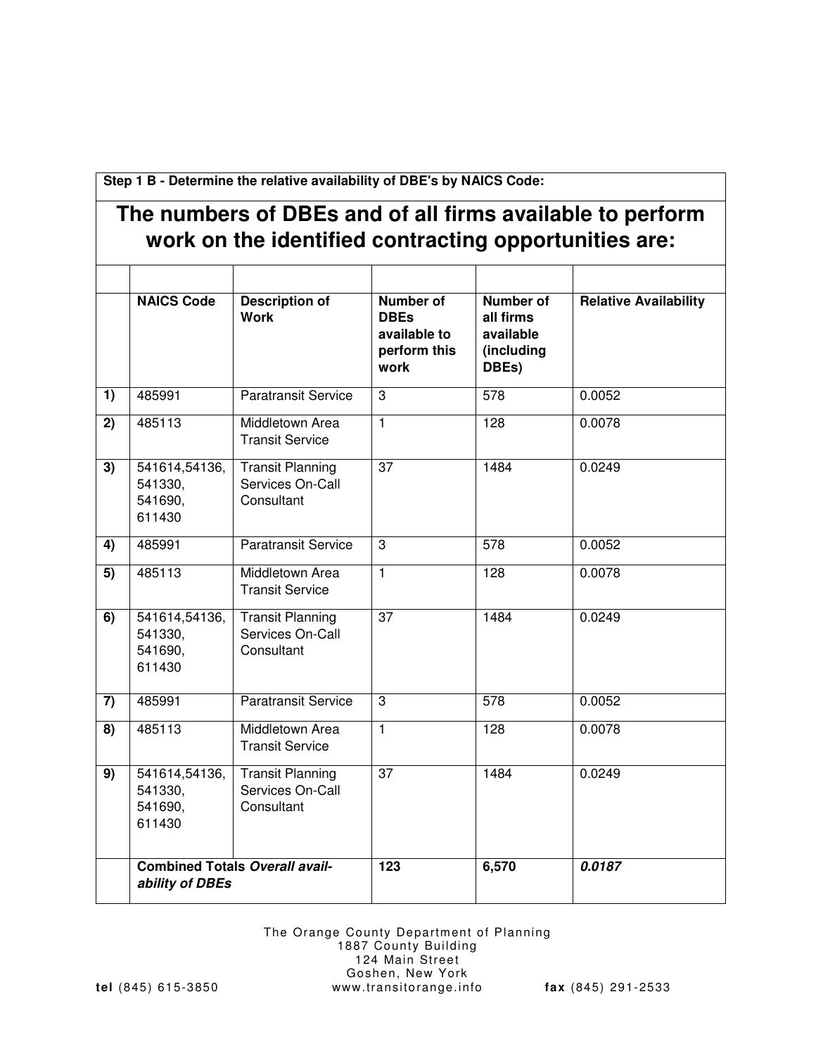**Step 1 B - Determine the relative availability of DBE's by NAICS Code:**

## The numbers of DBEs and of all firms available to perform work on the identified contracting opportunities are:

| | NAICS Code | Description of Work | Number of DBEs available to perform this work | Number of all firms available (including DBEs) | Relative Availability |
|---|---|---|---|---|---|
| **1)** | 485991 | Paratransit Service | 3 | 578 | 0.0052 |
| **2)** | 485113 | Middletown Area Transit Service | 1 | 128 | 0.0078 |
| **3)** | 541614,54136, 541330, 541690, 611430 | Transit Planning Services On-Call Consultant | 37 | 1484 | 0.0249 |
| **4)** | 485991 | Paratransit Service | 3 | 578 | 0.0052 |
| **5)** | 485113 | Middletown Area Transit Service | 1 | 128 | 0.0078 |
| **6)** | 541614,54136, 541330, 541690, 611430 | Transit Planning Services On-Call Consultant | 37 | 1484 | 0.0249 |
| **7)** | 485991 | Paratransit Service | 3 | 578 | 0.0052 |
| **8)** | 485113 | Middletown Area Transit Service | 1 | 128 | 0.0078 |
| **9)** | 541614,54136, 541330, 541690, 611430 | Transit Planning Services On-Call Consultant | 37 | 1484 | 0.0249 |
| | **Combined Totals *Overall availability of DBEs*** | | **123** | **6,570** | ***0.0187*** |

The Orange County Department of Planning
1887 County Building
124 Main Street
Goshen, New York

**tel** (845) 615-3850 www.transitorange.info **fax** (845) 291-2533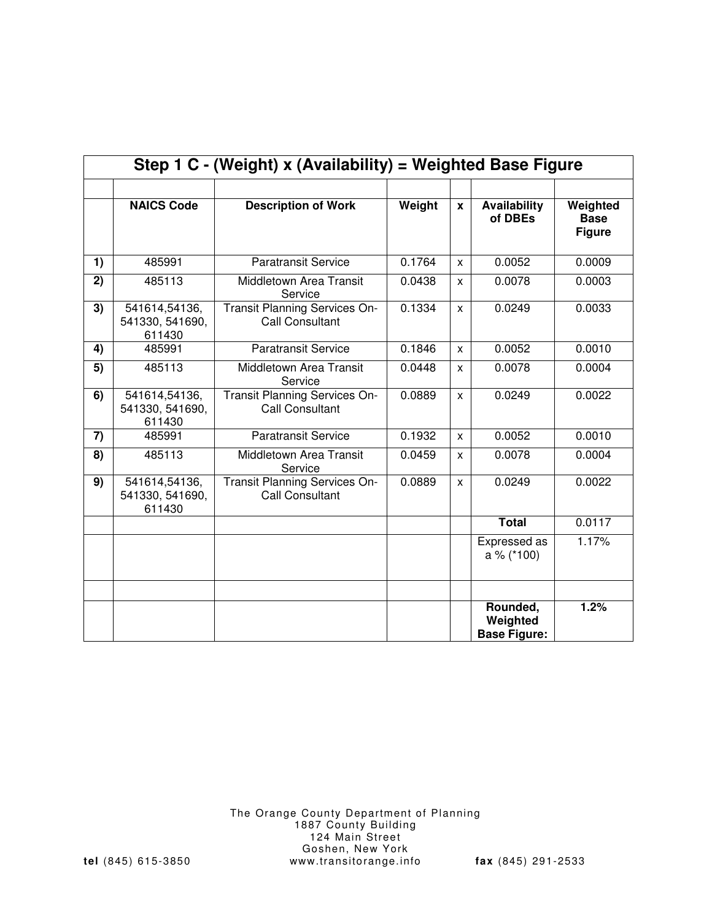## Step 1 C - (Weight) x (Availability) = Weighted Base Figure

| | NAICS Code | Description of Work | Weight | x | Availability of DBEs | Weighted Base Figure |
|---|---|---|---|---|---|---|
| **1)** | 485991 | Paratransit Service | 0.1764 | x | 0.0052 | 0.0009 |
| **2)** | 485113 | Middletown Area Transit Service | 0.0438 | x | 0.0078 | 0.0003 |
| **3)** | 541614,54136, 541330, 541690, 611430 | Transit Planning Services On-Call Consultant | 0.1334 | x | 0.0249 | 0.0033 |
| **4)** | 485991 | Paratransit Service | 0.1846 | x | 0.0052 | 0.0010 |
| **5)** | 485113 | Middletown Area Transit Service | 0.0448 | x | 0.0078 | 0.0004 |
| **6)** | 541614,54136, 541330, 541690, 611430 | Transit Planning Services On-Call Consultant | 0.0889 | x | 0.0249 | 0.0022 |
| **7)** | 485991 | Paratransit Service | 0.1932 | x | 0.0052 | 0.0010 |
| **8)** | 485113 | Middletown Area Transit Service | 0.0459 | x | 0.0078 | 0.0004 |
| **9)** | 541614,54136, 541330, 541690, 611430 | Transit Planning Services On-Call Consultant | 0.0889 | x | 0.0249 | 0.0022 |
| | | | | | **Total** | 0.0117 |
| | | | | | Expressed as a % (*100) | 1.17% |
| | | | | | | |
| | | | | | **Rounded, Weighted Base Figure:** | **1.2%** |

The Orange County Department of Planning
1887 County Building
124 Main Street
Goshen, New York
**tel** (845) 615-3850 www.transitorange.info **fax** (845) 291-2533